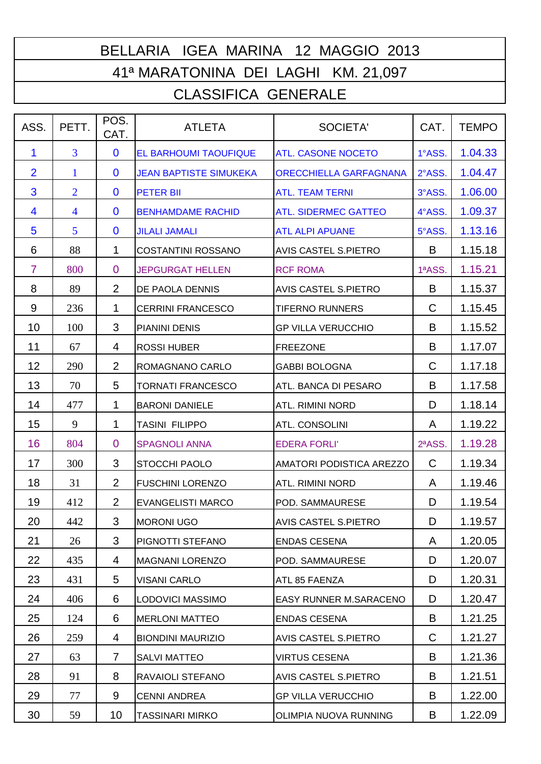# BELLARIA IGEA MARINA 12 MAGGIO 2013

## 41ª MARATONINA DEI LAGHI KM. 21,097

## CLASSIFICA GENERALE

| ASS. | PETT. | POS. CAT. | ATLETA | SOCIETA' | CAT. | TEMPO |
|---|---|---|---|---|---|---|
| 1 | 3 | 0 | EL BARHOUMI TAOUFIQUE | ATL. CASONE NOCETO | 1°ASS. | 1.04.33 |
| 2 | 1 | 0 | JEAN BAPTISTE SIMUKEKA | ORECCHIELLA GARFAGNANA | 2°ASS. | 1.04.47 |
| 3 | 2 | 0 | PETER BII | ATL. TEAM TERNI | 3°ASS. | 1.06.00 |
| 4 | 4 | 0 | BENHAMDAME RACHID | ATL. SIDERMEC GATTEO | 4°ASS. | 1.09.37 |
| 5 | 5 | 0 | JILALI JAMALI | ATL ALPI APUANE | 5°ASS. | 1.13.16 |
| 6 | 88 | 1 | COSTANTINI ROSSANO | AVIS CASTEL S.PIETRO | B | 1.15.18 |
| 7 | 800 | 0 | JEPGURGAT HELLEN | RCF ROMA | 1ªASS. | 1.15.21 |
| 8 | 89 | 2 | DE PAOLA DENNIS | AVIS CASTEL S.PIETRO | B | 1.15.37 |
| 9 | 236 | 1 | CERRINI FRANCESCO | TIFERNO RUNNERS | C | 1.15.45 |
| 10 | 100 | 3 | PIANINI DENIS | GP VILLA VERUCCHIO | B | 1.15.52 |
| 11 | 67 | 4 | ROSSI HUBER | FREEZONE | B | 1.17.07 |
| 12 | 290 | 2 | ROMAGNANO CARLO | GABBI BOLOGNA | C | 1.17.18 |
| 13 | 70 | 5 | TORNATI FRANCESCO | ATL. BANCA DI PESARO | B | 1.17.58 |
| 14 | 477 | 1 | BARONI DANIELE | ATL. RIMINI NORD | D | 1.18.14 |
| 15 | 9 | 1 | TASINI FILIPPO | ATL. CONSOLINI | A | 1.19.22 |
| 16 | 804 | 0 | SPAGNOLI ANNA | EDERA FORLI' | 2ªASS. | 1.19.28 |
| 17 | 300 | 3 | STOCCHI PAOLO | AMATORI PODISTICA AREZZO | C | 1.19.34 |
| 18 | 31 | 2 | FUSCHINI LORENZO | ATL. RIMINI NORD | A | 1.19.46 |
| 19 | 412 | 2 | EVANGELISTI MARCO | POD. SAMMAURESE | D | 1.19.54 |
| 20 | 442 | 3 | MORONI UGO | AVIS CASTEL S.PIETRO | D | 1.19.57 |
| 21 | 26 | 3 | PIGNOTTI STEFANO | ENDAS CESENA | A | 1.20.05 |
| 22 | 435 | 4 | MAGNANI LORENZO | POD. SAMMAURESE | D | 1.20.07 |
| 23 | 431 | 5 | VISANI CARLO | ATL 85 FAENZA | D | 1.20.31 |
| 24 | 406 | 6 | LODOVICI MASSIMO | EASY RUNNER M.SARACENO | D | 1.20.47 |
| 25 | 124 | 6 | MERLONI MATTEO | ENDAS CESENA | B | 1.21.25 |
| 26 | 259 | 4 | BIONDINI MAURIZIO | AVIS CASTEL S.PIETRO | C | 1.21.27 |
| 27 | 63 | 7 | SALVI MATTEO | VIRTUS CESENA | B | 1.21.36 |
| 28 | 91 | 8 | RAVAIOLI STEFANO | AVIS CASTEL S.PIETRO | B | 1.21.51 |
| 29 | 77 | 9 | CENNI ANDREA | GP VILLA VERUCCHIO | B | 1.22.00 |
| 30 | 59 | 10 | TASSINARI MIRKO | OLIMPIA NUOVA RUNNING | B | 1.22.09 |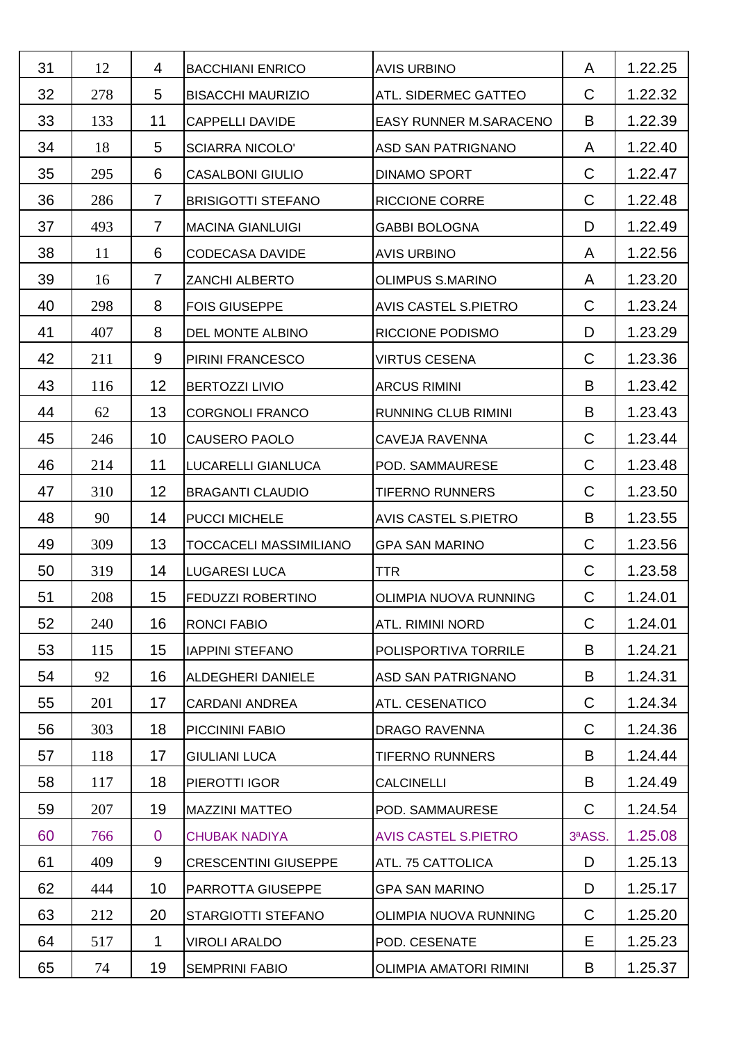| | | | | | | |
|---|---|---|---|---|---|---|
| 31 | 12 | 4 | BACCHIANI ENRICO | AVIS URBINO | A | 1.22.25 |
| 32 | 278 | 5 | BISACCHI MAURIZIO | ATL. SIDERMEC GATTEO | C | 1.22.32 |
| 33 | 133 | 11 | CAPPELLI DAVIDE | EASY RUNNER M.SARACENO | B | 1.22.39 |
| 34 | 18 | 5 | SCIARRA NICOLO' | ASD SAN PATRIGNANO | A | 1.22.40 |
| 35 | 295 | 6 | CASALBONI GIULIO | DINAMO SPORT | C | 1.22.47 |
| 36 | 286 | 7 | BRISIGOTTI STEFANO | RICCIONE CORRE | C | 1.22.48 |
| 37 | 493 | 7 | MACINA GIANLUIGI | GABBI BOLOGNA | D | 1.22.49 |
| 38 | 11 | 6 | CODECASA DAVIDE | AVIS URBINO | A | 1.22.56 |
| 39 | 16 | 7 | ZANCHI ALBERTO | OLIMPUS S.MARINO | A | 1.23.20 |
| 40 | 298 | 8 | FOIS GIUSEPPE | AVIS CASTEL S.PIETRO | C | 1.23.24 |
| 41 | 407 | 8 | DEL MONTE ALBINO | RICCIONE PODISMO | D | 1.23.29 |
| 42 | 211 | 9 | PIRINI FRANCESCO | VIRTUS CESENA | C | 1.23.36 |
| 43 | 116 | 12 | BERTOZZI LIVIO | ARCUS RIMINI | B | 1.23.42 |
| 44 | 62 | 13 | CORGNOLI FRANCO | RUNNING CLUB RIMINI | B | 1.23.43 |
| 45 | 246 | 10 | CAUSERO PAOLO | CAVEJA RAVENNA | C | 1.23.44 |
| 46 | 214 | 11 | LUCARELLI GIANLUCA | POD. SAMMAURESE | C | 1.23.48 |
| 47 | 310 | 12 | BRAGANTI CLAUDIO | TIFERNO RUNNERS | C | 1.23.50 |
| 48 | 90 | 14 | PUCCI MICHELE | AVIS CASTEL S.PIETRO | B | 1.23.55 |
| 49 | 309 | 13 | TOCCACELI MASSIMILIANO | GPA SAN MARINO | C | 1.23.56 |
| 50 | 319 | 14 | LUGARESI LUCA | TTR | C | 1.23.58 |
| 51 | 208 | 15 | FEDUZZI ROBERTINO | OLIMPIA NUOVA RUNNING | C | 1.24.01 |
| 52 | 240 | 16 | RONCI FABIO | ATL. RIMINI NORD | C | 1.24.01 |
| 53 | 115 | 15 | IAPPINI STEFANO | POLISPORTIVA TORRILE | B | 1.24.21 |
| 54 | 92 | 16 | ALDEGHERI DANIELE | ASD SAN PATRIGNANO | B | 1.24.31 |
| 55 | 201 | 17 | CARDANI ANDREA | ATL. CESENATICO | C | 1.24.34 |
| 56 | 303 | 18 | PICCININI FABIO | DRAGO RAVENNA | C | 1.24.36 |
| 57 | 118 | 17 | GIULIANI LUCA | TIFERNO RUNNERS | B | 1.24.44 |
| 58 | 117 | 18 | PIEROTTI IGOR | CALCINELLI | B | 1.24.49 |
| 59 | 207 | 19 | MAZZINI MATTEO | POD. SAMMAURESE | C | 1.24.54 |
| 60 | 766 | 0 | CHUBAK NADIYA | AVIS CASTEL S.PIETRO | 3ªASS. | 1.25.08 |
| 61 | 409 | 9 | CRESCENTINI GIUSEPPE | ATL. 75 CATTOLICA | D | 1.25.13 |
| 62 | 444 | 10 | PARROTTA GIUSEPPE | GPA SAN MARINO | D | 1.25.17 |
| 63 | 212 | 20 | STARGIOTTI STEFANO | OLIMPIA NUOVA RUNNING | C | 1.25.20 |
| 64 | 517 | 1 | VIROLI ARALDO | POD. CESENATE | E | 1.25.23 |
| 65 | 74 | 19 | SEMPRINI FABIO | OLIMPIA AMATORI RIMINI | B | 1.25.37 |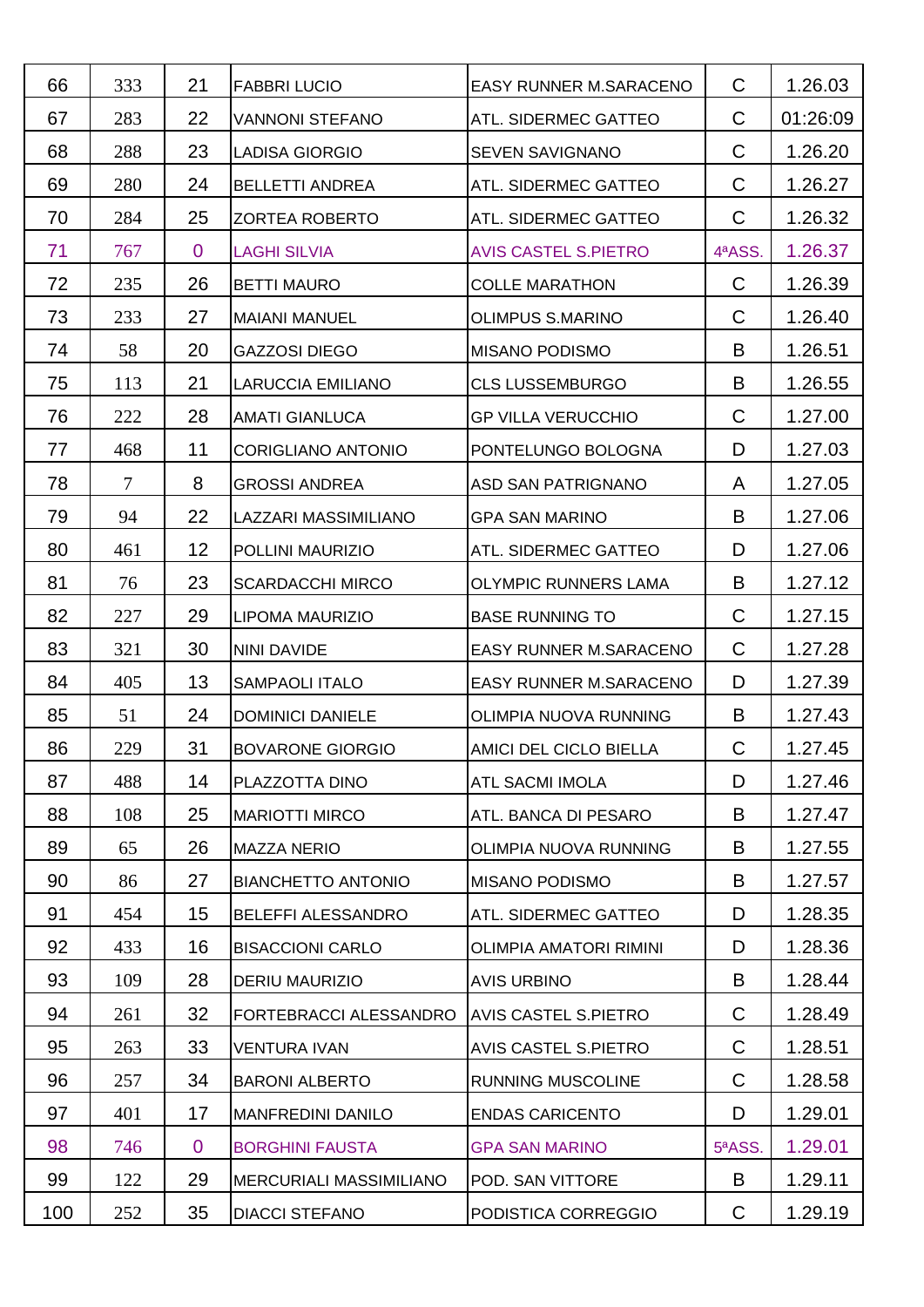| | | | | | | |
|---|---|---|---|---|---|---|
| 66 | 333 | 21 | FABBRI LUCIO | EASY RUNNER M.SARACENO | C | 1.26.03 |
| 67 | 283 | 22 | VANNONI STEFANO | ATL. SIDERMEC GATTEO | C | 01:26:09 |
| 68 | 288 | 23 | LADISA GIORGIO | SEVEN SAVIGNANO | C | 1.26.20 |
| 69 | 280 | 24 | BELLETTI ANDREA | ATL. SIDERMEC GATTEO | C | 1.26.27 |
| 70 | 284 | 25 | ZORTEA ROBERTO | ATL. SIDERMEC GATTEO | C | 1.26.32 |
| 71 | 767 | 0 | LAGHI SILVIA | AVIS CASTEL S.PIETRO | 4ªASS. | 1.26.37 |
| 72 | 235 | 26 | BETTI MAURO | COLLE MARATHON | C | 1.26.39 |
| 73 | 233 | 27 | MAIANI MANUEL | OLIMPUS S.MARINO | C | 1.26.40 |
| 74 | 58 | 20 | GAZZOSI DIEGO | MISANO PODISMO | B | 1.26.51 |
| 75 | 113 | 21 | LARUCCIA EMILIANO | CLS LUSSEMBURGO | B | 1.26.55 |
| 76 | 222 | 28 | AMATI GIANLUCA | GP VILLA VERUCCHIO | C | 1.27.00 |
| 77 | 468 | 11 | CORIGLIANO ANTONIO | PONTELUNGO BOLOGNA | D | 1.27.03 |
| 78 | 7 | 8 | GROSSI ANDREA | ASD SAN PATRIGNANO | A | 1.27.05 |
| 79 | 94 | 22 | LAZZARI MASSIMILIANO | GPA SAN MARINO | B | 1.27.06 |
| 80 | 461 | 12 | POLLINI MAURIZIO | ATL. SIDERMEC GATTEO | D | 1.27.06 |
| 81 | 76 | 23 | SCARDACCHI MIRCO | OLYMPIC RUNNERS LAMA | B | 1.27.12 |
| 82 | 227 | 29 | LIPOMA MAURIZIO | BASE RUNNING TO | C | 1.27.15 |
| 83 | 321 | 30 | NINI DAVIDE | EASY RUNNER M.SARACENO | C | 1.27.28 |
| 84 | 405 | 13 | SAMPAOLI ITALO | EASY RUNNER M.SARACENO | D | 1.27.39 |
| 85 | 51 | 24 | DOMINICI DANIELE | OLIMPIA NUOVA RUNNING | B | 1.27.43 |
| 86 | 229 | 31 | BOVARONE GIORGIO | AMICI DEL CICLO BIELLA | C | 1.27.45 |
| 87 | 488 | 14 | PLAZZOTTA DINO | ATL SACMI IMOLA | D | 1.27.46 |
| 88 | 108 | 25 | MARIOTTI MIRCO | ATL. BANCA DI PESARO | B | 1.27.47 |
| 89 | 65 | 26 | MAZZA NERIO | OLIMPIA NUOVA RUNNING | B | 1.27.55 |
| 90 | 86 | 27 | BIANCHETTO ANTONIO | MISANO PODISMO | B | 1.27.57 |
| 91 | 454 | 15 | BELEFFI ALESSANDRO | ATL. SIDERMEC GATTEO | D | 1.28.35 |
| 92 | 433 | 16 | BISACCIONI CARLO | OLIMPIA AMATORI RIMINI | D | 1.28.36 |
| 93 | 109 | 28 | DERIU MAURIZIO | AVIS URBINO | B | 1.28.44 |
| 94 | 261 | 32 | FORTEBRACCI ALESSANDRO | AVIS CASTEL S.PIETRO | C | 1.28.49 |
| 95 | 263 | 33 | VENTURA IVAN | AVIS CASTEL S.PIETRO | C | 1.28.51 |
| 96 | 257 | 34 | BARONI ALBERTO | RUNNING MUSCOLINE | C | 1.28.58 |
| 97 | 401 | 17 | MANFREDINI DANILO | ENDAS CARICENTO | D | 1.29.01 |
| 98 | 746 | 0 | BORGHINI FAUSTA | GPA SAN MARINO | 5ªASS. | 1.29.01 |
| 99 | 122 | 29 | MERCURIALI MASSIMILIANO | POD. SAN VITTORE | B | 1.29.11 |
| 100 | 252 | 35 | DIACCI STEFANO | PODISTICA CORREGGIO | C | 1.29.19 |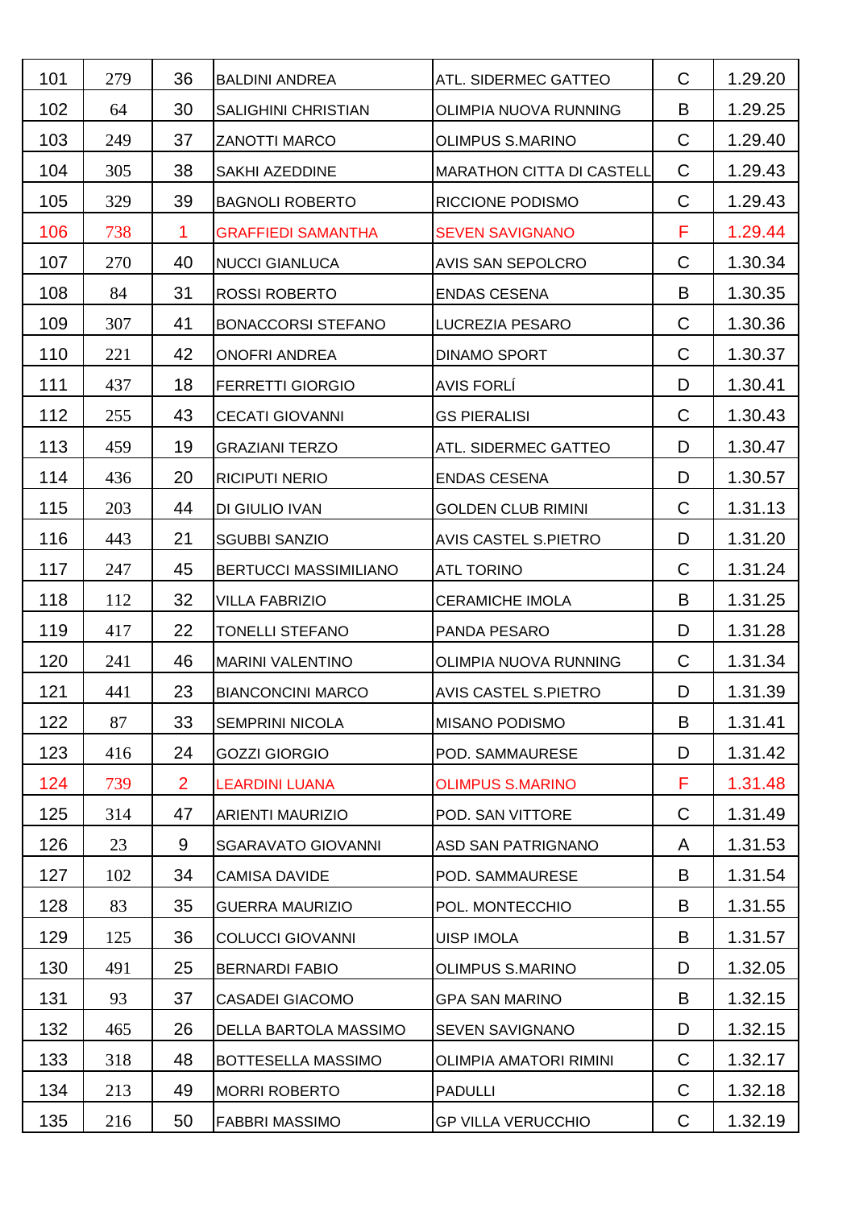| | | | | | | |
|---|---|---|---|---|---|---|
| 101 | 279 | 36 | BALDINI ANDREA | ATL. SIDERMEC GATTEO | C | 1.29.20 |
| 102 | 64 | 30 | SALIGHINI CHRISTIAN | OLIMPIA NUOVA RUNNING | B | 1.29.25 |
| 103 | 249 | 37 | ZANOTTI MARCO | OLIMPUS S.MARINO | C | 1.29.40 |
| 104 | 305 | 38 | SAKHI AZEDDINE | MARATHON CITTA DI CASTELL | C | 1.29.43 |
| 105 | 329 | 39 | BAGNOLI ROBERTO | RICCIONE PODISMO | C | 1.29.43 |
| 106 | 738 | 1 | GRAFFIEDI SAMANTHA | SEVEN SAVIGNANO | F | 1.29.44 |
| 107 | 270 | 40 | NUCCI GIANLUCA | AVIS SAN SEPOLCRO | C | 1.30.34 |
| 108 | 84 | 31 | ROSSI ROBERTO | ENDAS CESENA | B | 1.30.35 |
| 109 | 307 | 41 | BONACCORSI STEFANO | LUCREZIA PESARO | C | 1.30.36 |
| 110 | 221 | 42 | ONOFRI ANDREA | DINAMO SPORT | C | 1.30.37 |
| 111 | 437 | 18 | FERRETTI GIORGIO | AVIS FORLÍ | D | 1.30.41 |
| 112 | 255 | 43 | CECATI GIOVANNI | GS PIERALISI | C | 1.30.43 |
| 113 | 459 | 19 | GRAZIANI TERZO | ATL. SIDERMEC GATTEO | D | 1.30.47 |
| 114 | 436 | 20 | RICIPUTI NERIO | ENDAS CESENA | D | 1.30.57 |
| 115 | 203 | 44 | DI GIULIO IVAN | GOLDEN CLUB RIMINI | C | 1.31.13 |
| 116 | 443 | 21 | SGUBBI SANZIO | AVIS CASTEL S.PIETRO | D | 1.31.20 |
| 117 | 247 | 45 | BERTUCCI MASSIMILIANO | ATL TORINO | C | 1.31.24 |
| 118 | 112 | 32 | VILLA FABRIZIO | CERAMICHE IMOLA | B | 1.31.25 |
| 119 | 417 | 22 | TONELLI STEFANO | PANDA PESARO | D | 1.31.28 |
| 120 | 241 | 46 | MARINI VALENTINO | OLIMPIA NUOVA RUNNING | C | 1.31.34 |
| 121 | 441 | 23 | BIANCONCINI MARCO | AVIS CASTEL S.PIETRO | D | 1.31.39 |
| 122 | 87 | 33 | SEMPRINI NICOLA | MISANO PODISMO | B | 1.31.41 |
| 123 | 416 | 24 | GOZZI GIORGIO | POD. SAMMAURESE | D | 1.31.42 |
| 124 | 739 | 2 | LEARDINI LUANA | OLIMPUS S.MARINO | F | 1.31.48 |
| 125 | 314 | 47 | ARIENTI MAURIZIO | POD. SAN VITTORE | C | 1.31.49 |
| 126 | 23 | 9 | SGARAVATO GIOVANNI | ASD SAN PATRIGNANO | A | 1.31.53 |
| 127 | 102 | 34 | CAMISA DAVIDE | POD. SAMMAURESE | B | 1.31.54 |
| 128 | 83 | 35 | GUERRA MAURIZIO | POL. MONTECCHIO | B | 1.31.55 |
| 129 | 125 | 36 | COLUCCI GIOVANNI | UISP IMOLA | B | 1.31.57 |
| 130 | 491 | 25 | BERNARDI FABIO | OLIMPUS S.MARINO | D | 1.32.05 |
| 131 | 93 | 37 | CASADEI GIACOMO | GPA SAN MARINO | B | 1.32.15 |
| 132 | 465 | 26 | DELLA BARTOLA MASSIMO | SEVEN SAVIGNANO | D | 1.32.15 |
| 133 | 318 | 48 | BOTTESELLA MASSIMO | OLIMPIA AMATORI RIMINI | C | 1.32.17 |
| 134 | 213 | 49 | MORRI ROBERTO | PADULLI | C | 1.32.18 |
| 135 | 216 | 50 | FABBRI MASSIMO | GP VILLA VERUCCHIO | C | 1.32.19 |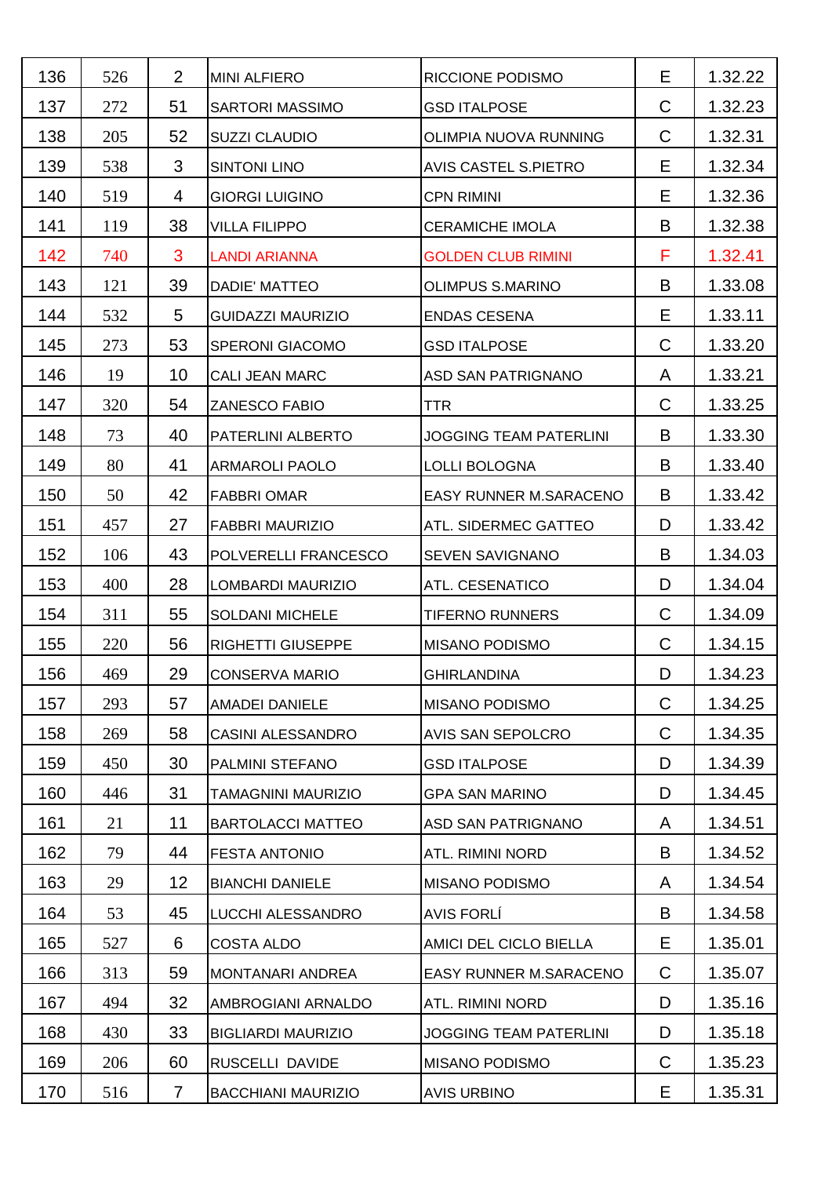| | | | | | | |
|---|---|---|---|---|---|---|
| 136 | 526 | 2 | MINI ALFIERO | RICCIONE PODISMO | E | 1.32.22 |
| 137 | 272 | 51 | SARTORI MASSIMO | GSD ITALPOSE | C | 1.32.23 |
| 138 | 205 | 52 | SUZZI CLAUDIO | OLIMPIA NUOVA RUNNING | C | 1.32.31 |
| 139 | 538 | 3 | SINTONI LINO | AVIS CASTEL S.PIETRO | E | 1.32.34 |
| 140 | 519 | 4 | GIORGI LUIGINO | CPN RIMINI | E | 1.32.36 |
| 141 | 119 | 38 | VILLA FILIPPO | CERAMICHE IMOLA | B | 1.32.38 |
| 142 | 740 | 3 | LANDI ARIANNA | GOLDEN CLUB RIMINI | F | 1.32.41 |
| 143 | 121 | 39 | DADIE' MATTEO | OLIMPUS S.MARINO | B | 1.33.08 |
| 144 | 532 | 5 | GUIDAZZI MAURIZIO | ENDAS CESENA | E | 1.33.11 |
| 145 | 273 | 53 | SPERONI GIACOMO | GSD ITALPOSE | C | 1.33.20 |
| 146 | 19 | 10 | CALI JEAN MARC | ASD SAN PATRIGNANO | A | 1.33.21 |
| 147 | 320 | 54 | ZANESCO FABIO | TTR | C | 1.33.25 |
| 148 | 73 | 40 | PATERLINI ALBERTO | JOGGING TEAM PATERLINI | B | 1.33.30 |
| 149 | 80 | 41 | ARMAROLI PAOLO | LOLLI BOLOGNA | B | 1.33.40 |
| 150 | 50 | 42 | FABBRI OMAR | EASY RUNNER M.SARACENO | B | 1.33.42 |
| 151 | 457 | 27 | FABBRI MAURIZIO | ATL. SIDERMEC GATTEO | D | 1.33.42 |
| 152 | 106 | 43 | POLVERELLI FRANCESCO | SEVEN SAVIGNANO | B | 1.34.03 |
| 153 | 400 | 28 | LOMBARDI MAURIZIO | ATL. CESENATICO | D | 1.34.04 |
| 154 | 311 | 55 | SOLDANI MICHELE | TIFERNO RUNNERS | C | 1.34.09 |
| 155 | 220 | 56 | RIGHETTI GIUSEPPE | MISANO PODISMO | C | 1.34.15 |
| 156 | 469 | 29 | CONSERVA MARIO | GHIRLANDINA | D | 1.34.23 |
| 157 | 293 | 57 | AMADEI DANIELE | MISANO PODISMO | C | 1.34.25 |
| 158 | 269 | 58 | CASINI ALESSANDRO | AVIS SAN SEPOLCRO | C | 1.34.35 |
| 159 | 450 | 30 | PALMINI STEFANO | GSD ITALPOSE | D | 1.34.39 |
| 160 | 446 | 31 | TAMAGNINI MAURIZIO | GPA SAN MARINO | D | 1.34.45 |
| 161 | 21 | 11 | BARTOLACCI MATTEO | ASD SAN PATRIGNANO | A | 1.34.51 |
| 162 | 79 | 44 | FESTA ANTONIO | ATL. RIMINI NORD | B | 1.34.52 |
| 163 | 29 | 12 | BIANCHI DANIELE | MISANO PODISMO | A | 1.34.54 |
| 164 | 53 | 45 | LUCCHI ALESSANDRO | AVIS FORLÍ | B | 1.34.58 |
| 165 | 527 | 6 | COSTA ALDO | AMICI DEL CICLO BIELLA | E | 1.35.01 |
| 166 | 313 | 59 | MONTANARI ANDREA | EASY RUNNER M.SARACENO | C | 1.35.07 |
| 167 | 494 | 32 | AMBROGIANI ARNALDO | ATL. RIMINI NORD | D | 1.35.16 |
| 168 | 430 | 33 | BIGLIARDI MAURIZIO | JOGGING TEAM PATERLINI | D | 1.35.18 |
| 169 | 206 | 60 | RUSCELLI DAVIDE | MISANO PODISMO | C | 1.35.23 |
| 170 | 516 | 7 | BACCHIANI MAURIZIO | AVIS URBINO | E | 1.35.31 |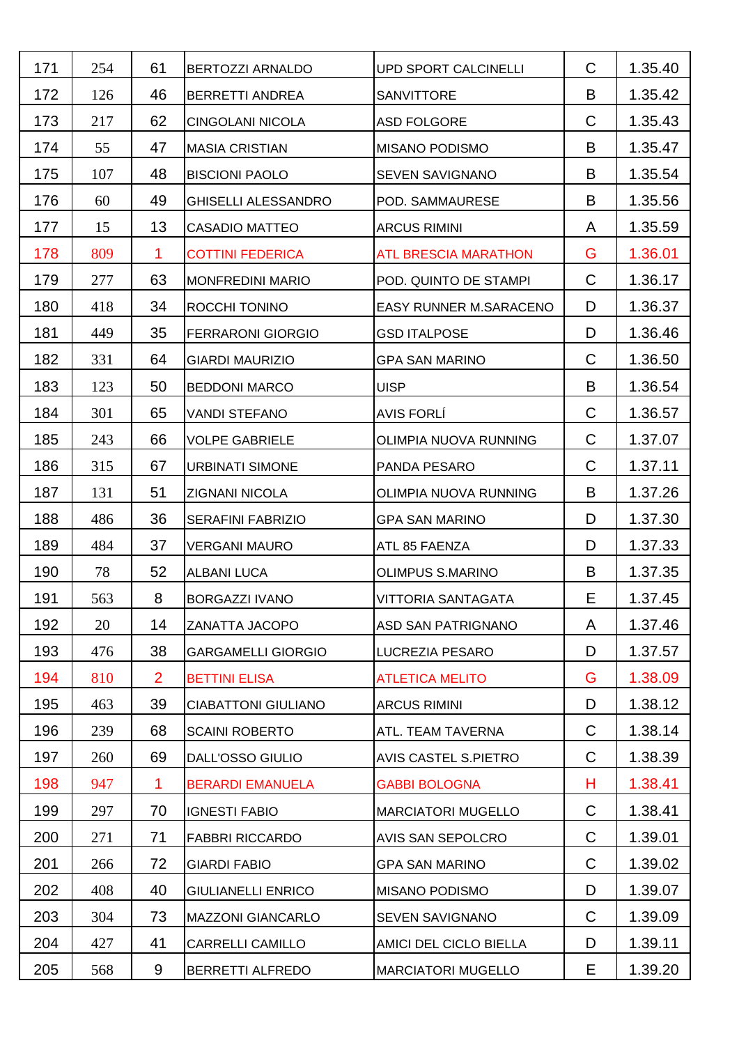| | | | | | | |
|---|---|---|---|---|---|---|
| 171 | 254 | 61 | BERTOZZI ARNALDO | UPD SPORT CALCINELLI | C | 1.35.40 |
| 172 | 126 | 46 | BERRETTI ANDREA | SANVITTORE | B | 1.35.42 |
| 173 | 217 | 62 | CINGOLANI NICOLA | ASD FOLGORE | C | 1.35.43 |
| 174 | 55 | 47 | MASIA CRISTIAN | MISANO PODISMO | B | 1.35.47 |
| 175 | 107 | 48 | BISCIONI PAOLO | SEVEN SAVIGNANO | B | 1.35.54 |
| 176 | 60 | 49 | GHISELLI ALESSANDRO | POD. SAMMAURESE | B | 1.35.56 |
| 177 | 15 | 13 | CASADIO MATTEO | ARCUS RIMINI | A | 1.35.59 |
| 178 | 809 | 1 | COTTINI FEDERICA | ATL BRESCIA MARATHON | G | 1.36.01 |
| 179 | 277 | 63 | MONFREDINI MARIO | POD. QUINTO DE STAMPI | C | 1.36.17 |
| 180 | 418 | 34 | ROCCHI TONINO | EASY RUNNER M.SARACENO | D | 1.36.37 |
| 181 | 449 | 35 | FERRARONI GIORGIO | GSD ITALPOSE | D | 1.36.46 |
| 182 | 331 | 64 | GIARDI MAURIZIO | GPA SAN MARINO | C | 1.36.50 |
| 183 | 123 | 50 | BEDDONI MARCO | UISP | B | 1.36.54 |
| 184 | 301 | 65 | VANDI STEFANO | AVIS FORLÍ | C | 1.36.57 |
| 185 | 243 | 66 | VOLPE GABRIELE | OLIMPIA NUOVA RUNNING | C | 1.37.07 |
| 186 | 315 | 67 | URBINATI SIMONE | PANDA PESARO | C | 1.37.11 |
| 187 | 131 | 51 | ZIGNANI NICOLA | OLIMPIA NUOVA RUNNING | B | 1.37.26 |
| 188 | 486 | 36 | SERAFINI FABRIZIO | GPA SAN MARINO | D | 1.37.30 |
| 189 | 484 | 37 | VERGANI MAURO | ATL 85 FAENZA | D | 1.37.33 |
| 190 | 78 | 52 | ALBANI LUCA | OLIMPUS S.MARINO | B | 1.37.35 |
| 191 | 563 | 8 | BORGAZZI IVANO | VITTORIA SANTAGATA | E | 1.37.45 |
| 192 | 20 | 14 | ZANATTA JACOPO | ASD SAN PATRIGNANO | A | 1.37.46 |
| 193 | 476 | 38 | GARGAMELLI GIORGIO | LUCREZIA PESARO | D | 1.37.57 |
| 194 | 810 | 2 | BETTINI ELISA | ATLETICA MELITO | G | 1.38.09 |
| 195 | 463 | 39 | CIABATTONI GIULIANO | ARCUS RIMINI | D | 1.38.12 |
| 196 | 239 | 68 | SCAINI ROBERTO | ATL. TEAM TAVERNA | C | 1.38.14 |
| 197 | 260 | 69 | DALL'OSSO GIULIO | AVIS CASTEL S.PIETRO | C | 1.38.39 |
| 198 | 947 | 1 | BERARDI EMANUELA | GABBI BOLOGNA | H | 1.38.41 |
| 199 | 297 | 70 | IGNESTI FABIO | MARCIATORI MUGELLO | C | 1.38.41 |
| 200 | 271 | 71 | FABBRI RICCARDO | AVIS SAN SEPOLCRO | C | 1.39.01 |
| 201 | 266 | 72 | GIARDI FABIO | GPA SAN MARINO | C | 1.39.02 |
| 202 | 408 | 40 | GIULIANELLI ENRICO | MISANO PODISMO | D | 1.39.07 |
| 203 | 304 | 73 | MAZZONI GIANCARLO | SEVEN SAVIGNANO | C | 1.39.09 |
| 204 | 427 | 41 | CARRELLI CAMILLO | AMICI DEL CICLO BIELLA | D | 1.39.11 |
| 205 | 568 | 9 | BERRETTI ALFREDO | MARCIATORI MUGELLO | E | 1.39.20 |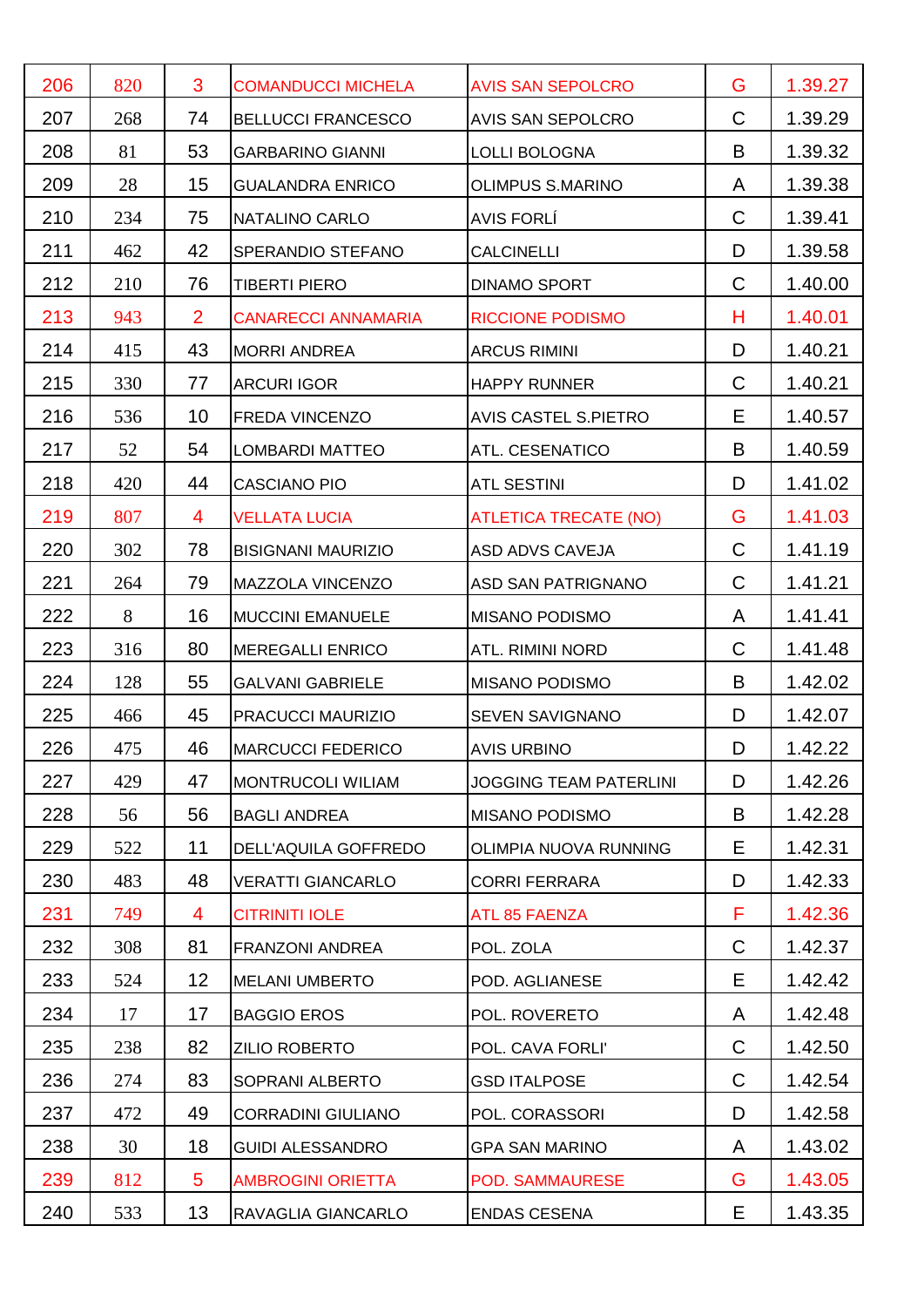| | | | | | | |
|---|---|---|---|---|---|---|
| 206 | 820 | 3 | COMANDUCCI MICHELA | AVIS SAN SEPOLCRO | G | 1.39.27 |
| 207 | 268 | 74 | BELLUCCI FRANCESCO | AVIS SAN SEPOLCRO | C | 1.39.29 |
| 208 | 81 | 53 | GARBARINO GIANNI | LOLLI BOLOGNA | B | 1.39.32 |
| 209 | 28 | 15 | GUALANDRA ENRICO | OLIMPUS S.MARINO | A | 1.39.38 |
| 210 | 234 | 75 | NATALINO CARLO | AVIS FORLÍ | C | 1.39.41 |
| 211 | 462 | 42 | SPERANDIO STEFANO | CALCINELLI | D | 1.39.58 |
| 212 | 210 | 76 | TIBERTI PIERO | DINAMO SPORT | C | 1.40.00 |
| 213 | 943 | 2 | CANARECCI ANNAMARIA | RICCIONE PODISMO | H | 1.40.01 |
| 214 | 415 | 43 | MORRI ANDREA | ARCUS RIMINI | D | 1.40.21 |
| 215 | 330 | 77 | ARCURI IGOR | HAPPY RUNNER | C | 1.40.21 |
| 216 | 536 | 10 | FREDA VINCENZO | AVIS CASTEL S.PIETRO | E | 1.40.57 |
| 217 | 52 | 54 | LOMBARDI MATTEO | ATL. CESENATICO | B | 1.40.59 |
| 218 | 420 | 44 | CASCIANO PIO | ATL SESTINI | D | 1.41.02 |
| 219 | 807 | 4 | VELLATA LUCIA | ATLETICA TRECATE (NO) | G | 1.41.03 |
| 220 | 302 | 78 | BISIGNANI MAURIZIO | ASD ADVS CAVEJA | C | 1.41.19 |
| 221 | 264 | 79 | MAZZOLA VINCENZO | ASD SAN PATRIGNANO | C | 1.41.21 |
| 222 | 8 | 16 | MUCCINI EMANUELE | MISANO PODISMO | A | 1.41.41 |
| 223 | 316 | 80 | MEREGALLI ENRICO | ATL. RIMINI NORD | C | 1.41.48 |
| 224 | 128 | 55 | GALVANI GABRIELE | MISANO PODISMO | B | 1.42.02 |
| 225 | 466 | 45 | PRACUCCI MAURIZIO | SEVEN SAVIGNANO | D | 1.42.07 |
| 226 | 475 | 46 | MARCUCCI FEDERICO | AVIS URBINO | D | 1.42.22 |
| 227 | 429 | 47 | MONTRUCOLI WILIAM | JOGGING TEAM PATERLINI | D | 1.42.26 |
| 228 | 56 | 56 | BAGLI ANDREA | MISANO PODISMO | B | 1.42.28 |
| 229 | 522 | 11 | DELL'AQUILA GOFFREDO | OLIMPIA NUOVA RUNNING | E | 1.42.31 |
| 230 | 483 | 48 | VERATTI GIANCARLO | CORRI FERRARA | D | 1.42.33 |
| 231 | 749 | 4 | CITRINITI IOLE | ATL 85 FAENZA | F | 1.42.36 |
| 232 | 308 | 81 | FRANZONI ANDREA | POL. ZOLA | C | 1.42.37 |
| 233 | 524 | 12 | MELANI UMBERTO | POD. AGLIANESE | E | 1.42.42 |
| 234 | 17 | 17 | BAGGIO EROS | POL. ROVERETO | A | 1.42.48 |
| 235 | 238 | 82 | ZILIO ROBERTO | POL. CAVA FORLI' | C | 1.42.50 |
| 236 | 274 | 83 | SOPRANI ALBERTO | GSD ITALPOSE | C | 1.42.54 |
| 237 | 472 | 49 | CORRADINI GIULIANO | POL. CORASSORI | D | 1.42.58 |
| 238 | 30 | 18 | GUIDI ALESSANDRO | GPA SAN MARINO | A | 1.43.02 |
| 239 | 812 | 5 | AMBROGINI ORIETTA | POD. SAMMAURESE | G | 1.43.05 |
| 240 | 533 | 13 | RAVAGLIA GIANCARLO | ENDAS CESENA | E | 1.43.35 |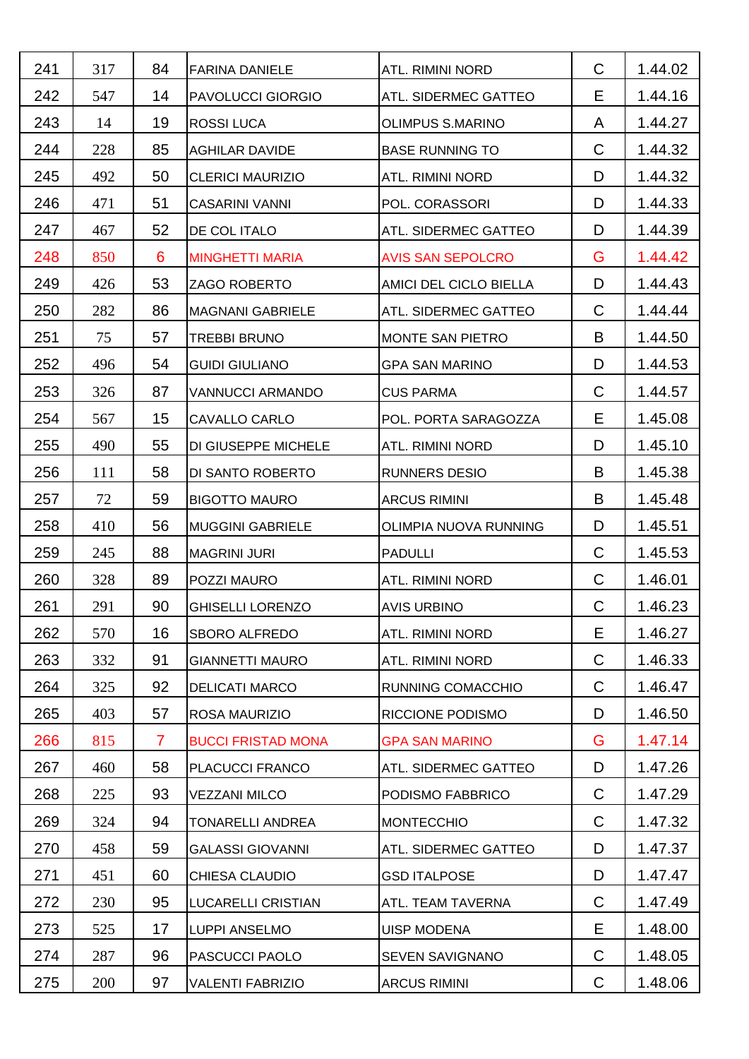| | | | | | | |
|---|---|---|---|---|---|---|
| 241 | 317 | 84 | FARINA DANIELE | ATL. RIMINI NORD | C | 1.44.02 |
| 242 | 547 | 14 | PAVOLUCCI GIORGIO | ATL. SIDERMEC GATTEO | E | 1.44.16 |
| 243 | 14 | 19 | ROSSI LUCA | OLIMPUS S.MARINO | A | 1.44.27 |
| 244 | 228 | 85 | AGHILAR DAVIDE | BASE RUNNING TO | C | 1.44.32 |
| 245 | 492 | 50 | CLERICI MAURIZIO | ATL. RIMINI NORD | D | 1.44.32 |
| 246 | 471 | 51 | CASARINI VANNI | POL. CORASSORI | D | 1.44.33 |
| 247 | 467 | 52 | DE COL ITALO | ATL. SIDERMEC GATTEO | D | 1.44.39 |
| 248 | 850 | 6 | MINGHETTI MARIA | AVIS SAN SEPOLCRO | G | 1.44.42 |
| 249 | 426 | 53 | ZAGO ROBERTO | AMICI DEL CICLO BIELLA | D | 1.44.43 |
| 250 | 282 | 86 | MAGNANI GABRIELE | ATL. SIDERMEC GATTEO | C | 1.44.44 |
| 251 | 75 | 57 | TREBBI BRUNO | MONTE SAN PIETRO | B | 1.44.50 |
| 252 | 496 | 54 | GUIDI GIULIANO | GPA SAN MARINO | D | 1.44.53 |
| 253 | 326 | 87 | VANNUCCI ARMANDO | CUS PARMA | C | 1.44.57 |
| 254 | 567 | 15 | CAVALLO CARLO | POL. PORTA SARAGOZZA | E | 1.45.08 |
| 255 | 490 | 55 | DI GIUSEPPE MICHELE | ATL. RIMINI NORD | D | 1.45.10 |
| 256 | 111 | 58 | DI SANTO ROBERTO | RUNNERS DESIO | B | 1.45.38 |
| 257 | 72 | 59 | BIGOTTO MAURO | ARCUS RIMINI | B | 1.45.48 |
| 258 | 410 | 56 | MUGGINI GABRIELE | OLIMPIA NUOVA RUNNING | D | 1.45.51 |
| 259 | 245 | 88 | MAGRINI JURI | PADULLI | C | 1.45.53 |
| 260 | 328 | 89 | POZZI MAURO | ATL. RIMINI NORD | C | 1.46.01 |
| 261 | 291 | 90 | GHISELLI LORENZO | AVIS URBINO | C | 1.46.23 |
| 262 | 570 | 16 | SBORO ALFREDO | ATL. RIMINI NORD | E | 1.46.27 |
| 263 | 332 | 91 | GIANNETTI MAURO | ATL. RIMINI NORD | C | 1.46.33 |
| 264 | 325 | 92 | DELICATI MARCO | RUNNING COMACCHIO | C | 1.46.47 |
| 265 | 403 | 57 | ROSA MAURIZIO | RICCIONE PODISMO | D | 1.46.50 |
| 266 | 815 | 7 | BUCCI FRISTAD MONA | GPA SAN MARINO | G | 1.47.14 |
| 267 | 460 | 58 | PLACUCCI FRANCO | ATL. SIDERMEC GATTEO | D | 1.47.26 |
| 268 | 225 | 93 | VEZZANI MILCO | PODISMO FABBRICO | C | 1.47.29 |
| 269 | 324 | 94 | TONARELLI ANDREA | MONTECCHIO | C | 1.47.32 |
| 270 | 458 | 59 | GALASSI GIOVANNI | ATL. SIDERMEC GATTEO | D | 1.47.37 |
| 271 | 451 | 60 | CHIESA CLAUDIO | GSD ITALPOSE | D | 1.47.47 |
| 272 | 230 | 95 | LUCARELLI CRISTIAN | ATL. TEAM TAVERNA | C | 1.47.49 |
| 273 | 525 | 17 | LUPPI ANSELMO | UISP MODENA | E | 1.48.00 |
| 274 | 287 | 96 | PASCUCCI PAOLO | SEVEN SAVIGNANO | C | 1.48.05 |
| 275 | 200 | 97 | VALENTI FABRIZIO | ARCUS RIMINI | C | 1.48.06 |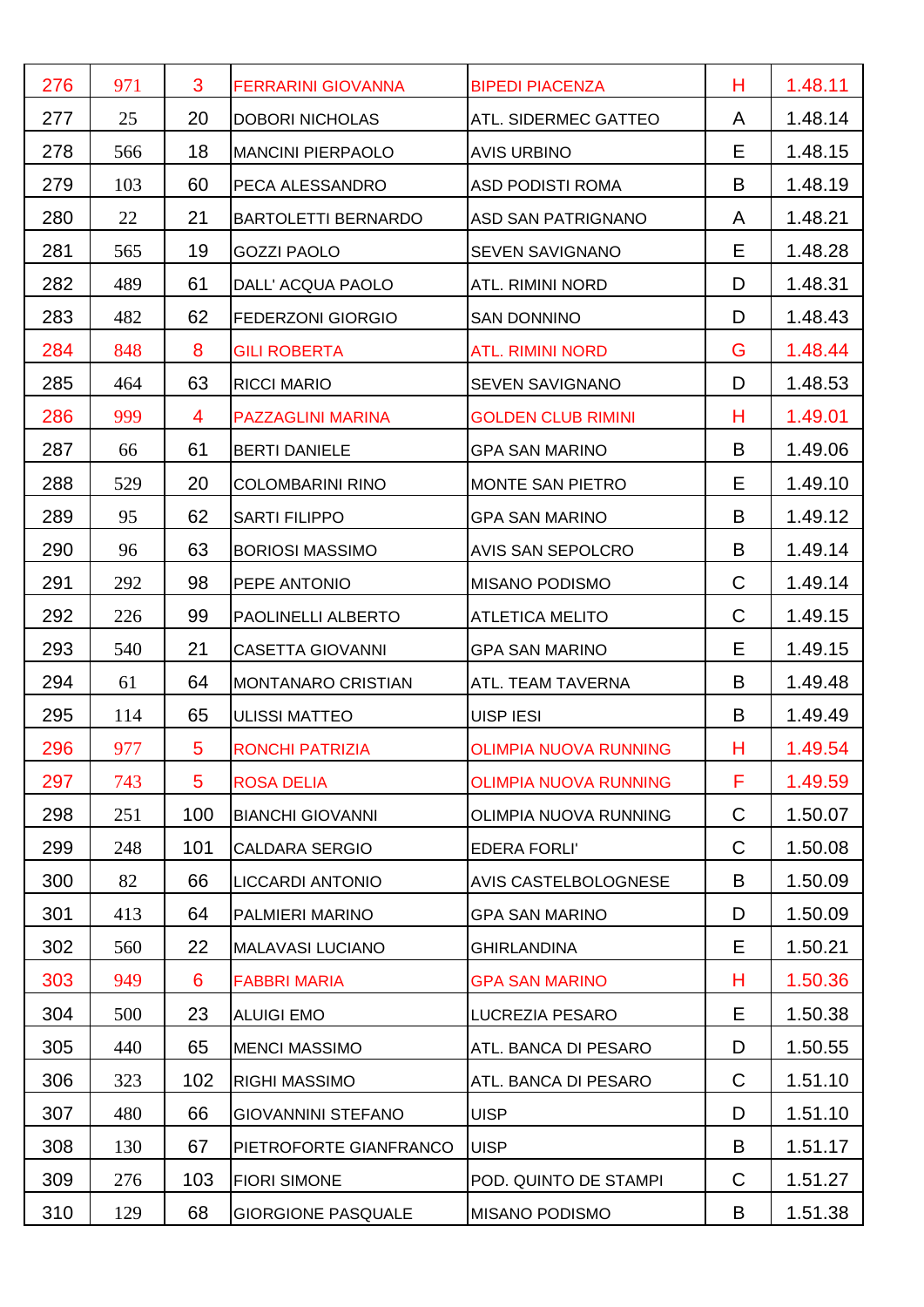| 276 | 971 | 3 | FERRARINI GIOVANNA | BIPEDI PIACENZA | H | 1.48.11 |
|---|---|---|---|---|---|---|
| 277 | 25 | 20 | DOBORI NICHOLAS | ATL. SIDERMEC GATTEO | A | 1.48.14 |
| 278 | 566 | 18 | MANCINI PIERPAOLO | AVIS URBINO | E | 1.48.15 |
| 279 | 103 | 60 | PECA ALESSANDRO | ASD PODISTI ROMA | B | 1.48.19 |
| 280 | 22 | 21 | BARTOLETTI BERNARDO | ASD SAN PATRIGNANO | A | 1.48.21 |
| 281 | 565 | 19 | GOZZI PAOLO | SEVEN SAVIGNANO | E | 1.48.28 |
| 282 | 489 | 61 | DALL' ACQUA PAOLO | ATL. RIMINI NORD | D | 1.48.31 |
| 283 | 482 | 62 | FEDERZONI GIORGIO | SAN DONNINO | D | 1.48.43 |
| 284 | 848 | 8 | GILI ROBERTA | ATL. RIMINI NORD | G | 1.48.44 |
| 285 | 464 | 63 | RICCI MARIO | SEVEN SAVIGNANO | D | 1.48.53 |
| 286 | 999 | 4 | PAZZAGLINI MARINA | GOLDEN CLUB RIMINI | H | 1.49.01 |
| 287 | 66 | 61 | BERTI DANIELE | GPA SAN MARINO | B | 1.49.06 |
| 288 | 529 | 20 | COLOMBARINI RINO | MONTE SAN PIETRO | E | 1.49.10 |
| 289 | 95 | 62 | SARTI FILIPPO | GPA SAN MARINO | B | 1.49.12 |
| 290 | 96 | 63 | BORIOSI MASSIMO | AVIS SAN SEPOLCRO | B | 1.49.14 |
| 291 | 292 | 98 | PEPE ANTONIO | MISANO PODISMO | C | 1.49.14 |
| 292 | 226 | 99 | PAOLINELLI ALBERTO | ATLETICA MELITO | C | 1.49.15 |
| 293 | 540 | 21 | CASETTA GIOVANNI | GPA SAN MARINO | E | 1.49.15 |
| 294 | 61 | 64 | MONTANARO CRISTIAN | ATL. TEAM TAVERNA | B | 1.49.48 |
| 295 | 114 | 65 | ULISSI MATTEO | UISP IESI | B | 1.49.49 |
| 296 | 977 | 5 | RONCHI PATRIZIA | OLIMPIA NUOVA RUNNING | H | 1.49.54 |
| 297 | 743 | 5 | ROSA DELIA | OLIMPIA NUOVA RUNNING | F | 1.49.59 |
| 298 | 251 | 100 | BIANCHI GIOVANNI | OLIMPIA NUOVA RUNNING | C | 1.50.07 |
| 299 | 248 | 101 | CALDARA SERGIO | EDERA FORLI' | C | 1.50.08 |
| 300 | 82 | 66 | LICCARDI ANTONIO | AVIS CASTELBOLOGNESE | B | 1.50.09 |
| 301 | 413 | 64 | PALMIERI MARINO | GPA SAN MARINO | D | 1.50.09 |
| 302 | 560 | 22 | MALAVASI LUCIANO | GHIRLANDINA | E | 1.50.21 |
| 303 | 949 | 6 | FABBRI MARIA | GPA SAN MARINO | H | 1.50.36 |
| 304 | 500 | 23 | ALUIGI EMO | LUCREZIA PESARO | E | 1.50.38 |
| 305 | 440 | 65 | MENCI MASSIMO | ATL. BANCA DI PESARO | D | 1.50.55 |
| 306 | 323 | 102 | RIGHI MASSIMO | ATL. BANCA DI PESARO | C | 1.51.10 |
| 307 | 480 | 66 | GIOVANNINI STEFANO | UISP | D | 1.51.10 |
| 308 | 130 | 67 | PIETROFORTE GIANFRANCO | UISP | B | 1.51.17 |
| 309 | 276 | 103 | FIORI SIMONE | POD. QUINTO DE STAMPI | C | 1.51.27 |
| 310 | 129 | 68 | GIORGIONE PASQUALE | MISANO PODISMO | B | 1.51.38 |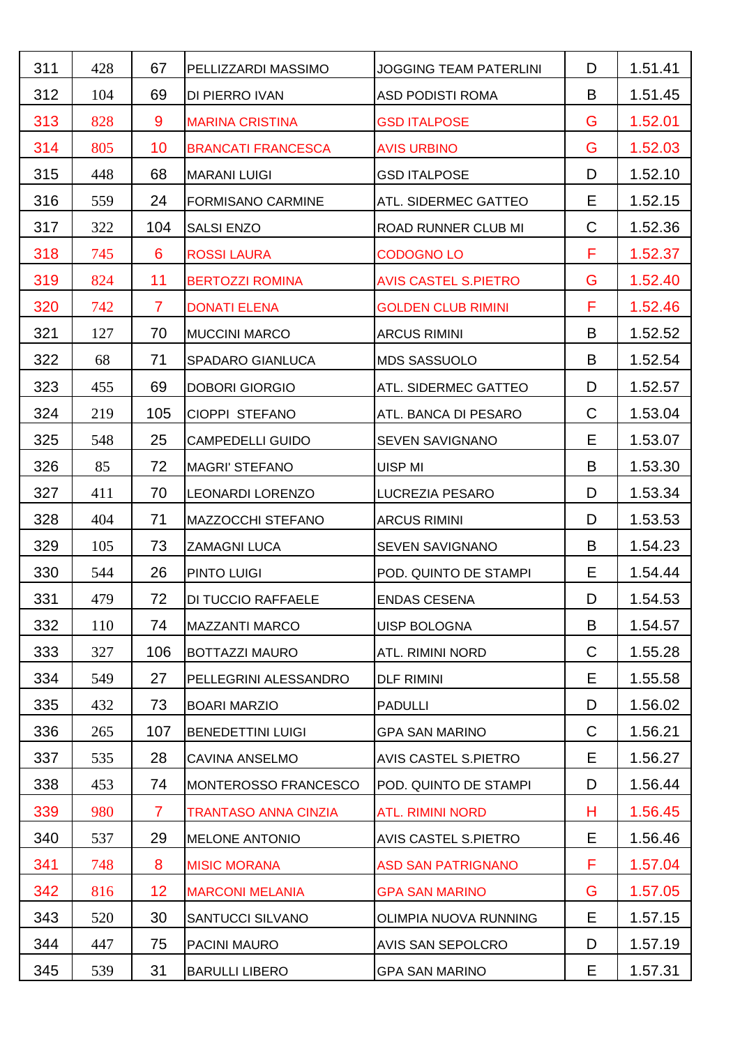| | | | | | | |
|---|---|---|---|---|---|---|
| 311 | 428 | 67 | PELLIZZARDI MASSIMO | JOGGING TEAM PATERLINI | D | 1.51.41 |
| 312 | 104 | 69 | DI PIERRO IVAN | ASD PODISTI ROMA | B | 1.51.45 |
| 313 | 828 | 9 | MARINA CRISTINA | GSD ITALPOSE | G | 1.52.01 |
| 314 | 805 | 10 | BRANCATI FRANCESCA | AVIS URBINO | G | 1.52.03 |
| 315 | 448 | 68 | MARANI LUIGI | GSD ITALPOSE | D | 1.52.10 |
| 316 | 559 | 24 | FORMISANO CARMINE | ATL. SIDERMEC GATTEO | E | 1.52.15 |
| 317 | 322 | 104 | SALSI ENZO | ROAD RUNNER CLUB MI | C | 1.52.36 |
| 318 | 745 | 6 | ROSSI LAURA | CODOGNO LO | F | 1.52.37 |
| 319 | 824 | 11 | BERTOZZI ROMINA | AVIS CASTEL S.PIETRO | G | 1.52.40 |
| 320 | 742 | 7 | DONATI ELENA | GOLDEN CLUB RIMINI | F | 1.52.46 |
| 321 | 127 | 70 | MUCCINI MARCO | ARCUS RIMINI | B | 1.52.52 |
| 322 | 68 | 71 | SPADARO GIANLUCA | MDS SASSUOLO | B | 1.52.54 |
| 323 | 455 | 69 | DOBORI GIORGIO | ATL. SIDERMEC GATTEO | D | 1.52.57 |
| 324 | 219 | 105 | CIOPPI  STEFANO | ATL. BANCA DI PESARO | C | 1.53.04 |
| 325 | 548 | 25 | CAMPEDELLI GUIDO | SEVEN SAVIGNANO | E | 1.53.07 |
| 326 | 85 | 72 | MAGRI' STEFANO | UISP MI | B | 1.53.30 |
| 327 | 411 | 70 | LEONARDI LORENZO | LUCREZIA PESARO | D | 1.53.34 |
| 328 | 404 | 71 | MAZZOCCHI STEFANO | ARCUS RIMINI | D | 1.53.53 |
| 329 | 105 | 73 | ZAMAGNI LUCA | SEVEN SAVIGNANO | B | 1.54.23 |
| 330 | 544 | 26 | PINTO LUIGI | POD. QUINTO DE STAMPI | E | 1.54.44 |
| 331 | 479 | 72 | DI TUCCIO RAFFAELE | ENDAS CESENA | D | 1.54.53 |
| 332 | 110 | 74 | MAZZANTI MARCO | UISP BOLOGNA | B | 1.54.57 |
| 333 | 327 | 106 | BOTTAZZI MAURO | ATL. RIMINI NORD | C | 1.55.28 |
| 334 | 549 | 27 | PELLEGRINI ALESSANDRO | DLF RIMINI | E | 1.55.58 |
| 335 | 432 | 73 | BOARI MARZIO | PADULLI | D | 1.56.02 |
| 336 | 265 | 107 | BENEDETTINI LUIGI | GPA SAN MARINO | C | 1.56.21 |
| 337 | 535 | 28 | CAVINA ANSELMO | AVIS CASTEL S.PIETRO | E | 1.56.27 |
| 338 | 453 | 74 | MONTEROSSO FRANCESCO | POD. QUINTO DE STAMPI | D | 1.56.44 |
| 339 | 980 | 7 | TRANTASO ANNA CINZIA | ATL. RIMINI NORD | H | 1.56.45 |
| 340 | 537 | 29 | MELONE ANTONIO | AVIS CASTEL S.PIETRO | E | 1.56.46 |
| 341 | 748 | 8 | MISIC MORANA | ASD SAN PATRIGNANO | F | 1.57.04 |
| 342 | 816 | 12 | MARCONI MELANIA | GPA SAN MARINO | G | 1.57.05 |
| 343 | 520 | 30 | SANTUCCI SILVANO | OLIMPIA NUOVA RUNNING | E | 1.57.15 |
| 344 | 447 | 75 | PACINI MAURO | AVIS SAN SEPOLCRO | D | 1.57.19 |
| 345 | 539 | 31 | BARULLI LIBERO | GPA SAN MARINO | E | 1.57.31 |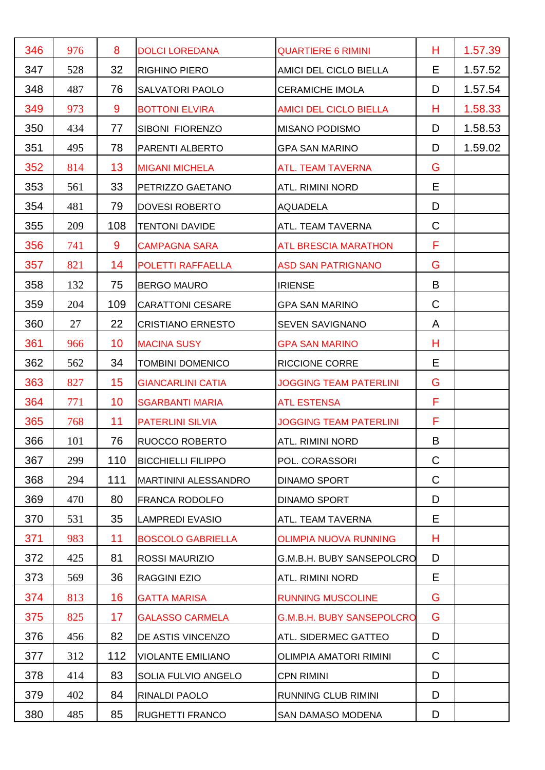| 346 | 976 | 8 | DOLCI LOREDANA | QUARTIERE 6 RIMINI | H | 1.57.39 |
|---|---|---|---|---|---|---|
| 347 | 528 | 32 | RIGHINO PIERO | AMICI DEL CICLO BIELLA | E | 1.57.52 |
| 348 | 487 | 76 | SALVATORI PAOLO | CERAMICHE IMOLA | D | 1.57.54 |
| 349 | 973 | 9 | BOTTONI ELVIRA | AMICI DEL CICLO BIELLA | H | 1.58.33 |
| 350 | 434 | 77 | SIBONI FIORENZO | MISANO PODISMO | D | 1.58.53 |
| 351 | 495 | 78 | PARENTI ALBERTO | GPA SAN MARINO | D | 1.59.02 |
| 352 | 814 | 13 | MIGANI MICHELA | ATL. TEAM TAVERNA | G | |
| 353 | 561 | 33 | PETRIZZO GAETANO | ATL. RIMINI NORD | E | |
| 354 | 481 | 79 | DOVESI ROBERTO | AQUADELA | D | |
| 355 | 209 | 108 | TENTONI DAVIDE | ATL. TEAM TAVERNA | C | |
| 356 | 741 | 9 | CAMPAGNA SARA | ATL BRESCIA MARATHON | F | |
| 357 | 821 | 14 | POLETTI RAFFAELLA | ASD SAN PATRIGNANO | G | |
| 358 | 132 | 75 | BERGO MAURO | IRIENSE | B | |
| 359 | 204 | 109 | CARATTONI CESARE | GPA SAN MARINO | C | |
| 360 | 27 | 22 | CRISTIANO ERNESTO | SEVEN SAVIGNANO | A | |
| 361 | 966 | 10 | MACINA SUSY | GPA SAN MARINO | H | |
| 362 | 562 | 34 | TOMBINI DOMENICO | RICCIONE CORRE | E | |
| 363 | 827 | 15 | GIANCARLINI CATIA | JOGGING TEAM PATERLINI | G | |
| 364 | 771 | 10 | SGARBANTI MARIA | ATL ESTENSA | F | |
| 365 | 768 | 11 | PATERLINI SILVIA | JOGGING TEAM PATERLINI | F | |
| 366 | 101 | 76 | RUOCCO ROBERTO | ATL. RIMINI NORD | B | |
| 367 | 299 | 110 | BICCHIELLI FILIPPO | POL. CORASSORI | C | |
| 368 | 294 | 111 | MARTININI ALESSANDRO | DINAMO SPORT | C | |
| 369 | 470 | 80 | FRANCA RODOLFO | DINAMO SPORT | D | |
| 370 | 531 | 35 | LAMPREDI EVASIO | ATL. TEAM TAVERNA | E | |
| 371 | 983 | 11 | BOSCOLO GABRIELLA | OLIMPIA NUOVA RUNNING | H | |
| 372 | 425 | 81 | ROSSI MAURIZIO | G.M.B.H. BUBY SANSEPOLCRO | D | |
| 373 | 569 | 36 | RAGGINI EZIO | ATL. RIMINI NORD | E | |
| 374 | 813 | 16 | GATTA MARISA | RUNNING MUSCOLINE | G | |
| 375 | 825 | 17 | GALASSO CARMELA | G.M.B.H. BUBY SANSEPOLCRO | G | |
| 376 | 456 | 82 | DE ASTIS VINCENZO | ATL. SIDERMEC GATTEO | D | |
| 377 | 312 | 112 | VIOLANTE EMILIANO | OLIMPIA AMATORI RIMINI | C | |
| 378 | 414 | 83 | SOLIA FULVIO ANGELO | CPN RIMINI | D | |
| 379 | 402 | 84 | RINALDI PAOLO | RUNNING CLUB RIMINI | D | |
| 380 | 485 | 85 | RUGHETTI FRANCO | SAN DAMASO MODENA | D | |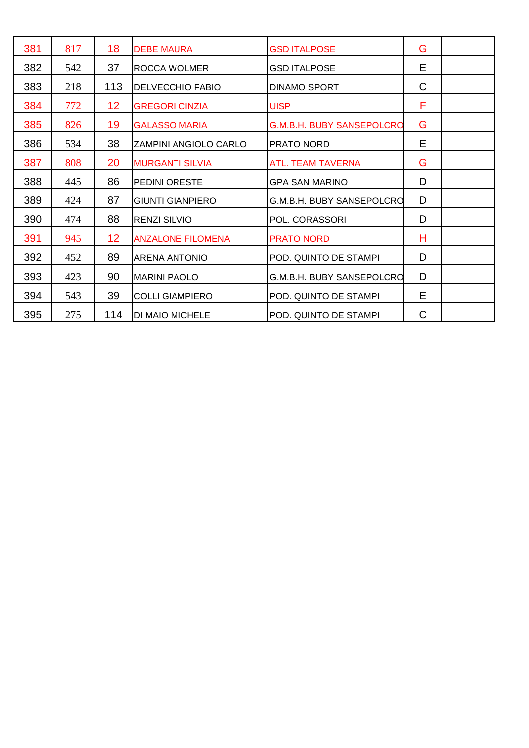| | | | | | | |
|---|---|---|---|---|---|---|
| 381 | 817 | 18 | DEBE MAURA | GSD ITALPOSE | G | |
| 382 | 542 | 37 | ROCCA WOLMER | GSD ITALPOSE | E | |
| 383 | 218 | 113 | DELVECCHIO FABIO | DINAMO SPORT | C | |
| 384 | 772 | 12 | GREGORI CINZIA | UISP | F | |
| 385 | 826 | 19 | GALASSO MARIA | G.M.B.H. BUBY SANSEPOLCRO | G | |
| 386 | 534 | 38 | ZAMPINI ANGIOLO CARLO | PRATO NORD | E | |
| 387 | 808 | 20 | MURGANTI SILVIA | ATL. TEAM TAVERNA | G | |
| 388 | 445 | 86 | PEDINI ORESTE | GPA SAN MARINO | D | |
| 389 | 424 | 87 | GIUNTI GIANPIERO | G.M.B.H. BUBY SANSEPOLCRO | D | |
| 390 | 474 | 88 | RENZI SILVIO | POL. CORASSORI | D | |
| 391 | 945 | 12 | ANZALONE FILOMENA | PRATO NORD | H | |
| 392 | 452 | 89 | ARENA ANTONIO | POD. QUINTO DE STAMPI | D | |
| 393 | 423 | 90 | MARINI PAOLO | G.M.B.H. BUBY SANSEPOLCRO | D | |
| 394 | 543 | 39 | COLLI GIAMPIERO | POD. QUINTO DE STAMPI | E | |
| 395 | 275 | 114 | DI MAIO MICHELE | POD. QUINTO DE STAMPI | C | |